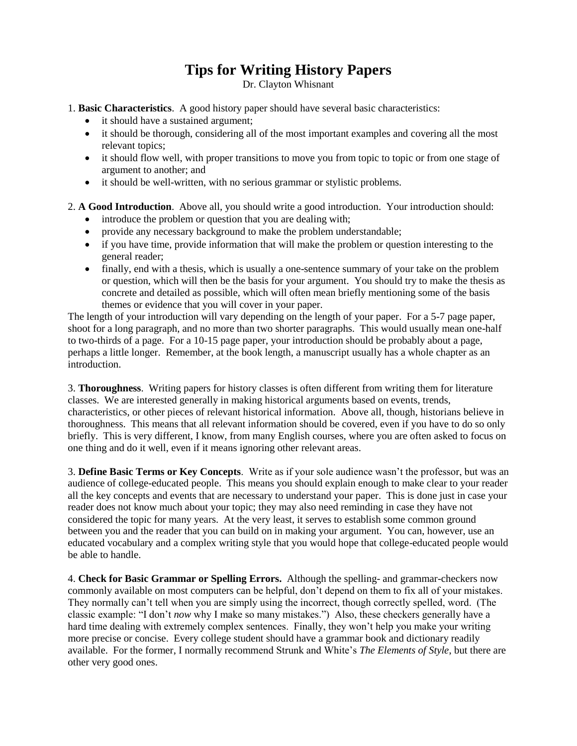# Tips for Writing History Papers

Dr. Clayton Whisnant

1. **Basic Characteristics**. A good history paper should have several basic characteristics:
    - it should have a sustained argument;
    - it should be thorough, considering all of the most important examples and covering all the most relevant topics;
    - it should flow well, with proper transitions to move you from topic to topic or from one stage of argument to another; and
    - it should be well-written, with no serious grammar or stylistic problems.

2. **A Good Introduction**. Above all, you should write a good introduction. Your introduction should:
    - introduce the problem or question that you are dealing with;
    - provide any necessary background to make the problem understandable;
    - if you have time, provide information that will make the problem or question interesting to the general reader;
    - finally, end with a thesis, which is usually a one-sentence summary of your take on the problem or question, which will then be the basis for your argument. You should try to make the thesis as concrete and detailed as possible, which will often mean briefly mentioning some of the basis themes or evidence that you will cover in your paper.

The length of your introduction will vary depending on the length of your paper. For a 5-7 page paper, shoot for a long paragraph, and no more than two shorter paragraphs. This would usually mean one-half to two-thirds of a page. For a 10-15 page paper, your introduction should be probably about a page, perhaps a little longer. Remember, at the book length, a manuscript usually has a whole chapter as an introduction.

3. **Thoroughness**. Writing papers for history classes is often different from writing them for literature classes. We are interested generally in making historical arguments based on events, trends, characteristics, or other pieces of relevant historical information. Above all, though, historians believe in thoroughness. This means that all relevant information should be covered, even if you have to do so only briefly. This is very different, I know, from many English courses, where you are often asked to focus on one thing and do it well, even if it means ignoring other relevant areas.

3. **Define Basic Terms or Key Concepts**. Write as if your sole audience wasn't the professor, but was an audience of college-educated people. This means you should explain enough to make clear to your reader all the key concepts and events that are necessary to understand your paper. This is done just in case your reader does not know much about your topic; they may also need reminding in case they have not considered the topic for many years. At the very least, it serves to establish some common ground between you and the reader that you can build on in making your argument. You can, however, use an educated vocabulary and a complex writing style that you would hope that college-educated people would be able to handle.

4. **Check for Basic Grammar or Spelling Errors.** Although the spelling- and grammar-checkers now commonly available on most computers can be helpful, don't depend on them to fix all of your mistakes. They normally can't tell when you are simply using the incorrect, though correctly spelled, word. (The classic example: "I don't *now* why I make so many mistakes.") Also, these checkers generally have a hard time dealing with extremely complex sentences. Finally, they won't help you make your writing more precise or concise. Every college student should have a grammar book and dictionary readily available. For the former, I normally recommend Strunk and White's *The Elements of Style*, but there are other very good ones.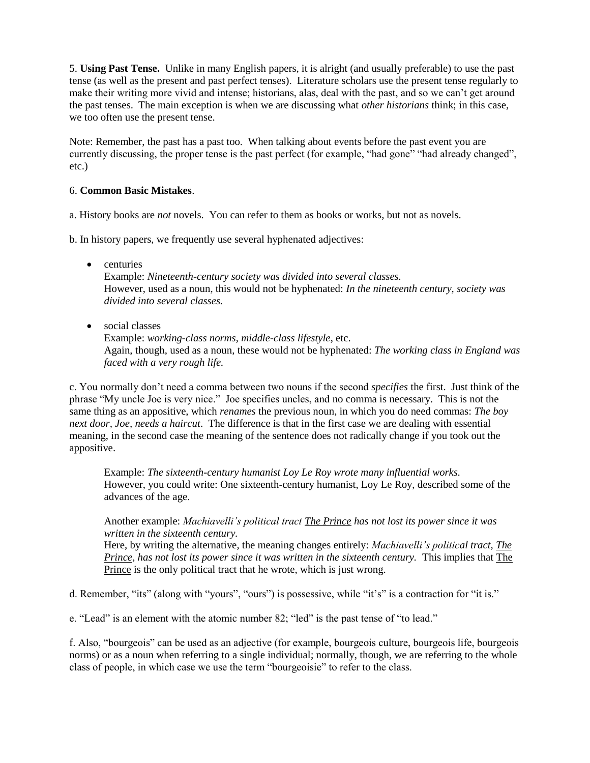5. **Using Past Tense.** Unlike in many English papers, it is alright (and usually preferable) to use the past tense (as well as the present and past perfect tenses). Literature scholars use the present tense regularly to make their writing more vivid and intense; historians, alas, deal with the past, and so we can't get around the past tenses. The main exception is when we are discussing what *other historians* think; in this case, we too often use the present tense.

Note: Remember, the past has a past too. When talking about events before the past event you are currently discussing, the proper tense is the past perfect (for example, "had gone" "had already changed", etc.)

6. **Common Basic Mistakes**.

a. History books are *not* novels. You can refer to them as books or works, but not as novels.

b. In history papers, we frequently use several hyphenated adjectives:

- centuries
  Example: *Nineteenth-century society was divided into several classes.*
  However, used as a noun, this would not be hyphenated: *In the nineteenth century, society was divided into several classes.*

- social classes
  Example: *working-class norms*, *middle-class lifestyle*, etc.
  Again, though, used as a noun, these would not be hyphenated: *The working class in England was faced with a very rough life.*

c. You normally don't need a comma between two nouns if the second *specifies* the first. Just think of the phrase "My uncle Joe is very nice." Joe specifies uncles, and no comma is necessary. This is not the same thing as an appositive, which *renames* the previous noun, in which you do need commas: *The boy next door, Joe, needs a haircut*. The difference is that in the first case we are dealing with essential meaning, in the second case the meaning of the sentence does not radically change if you took out the appositive.

> Example: *The sixteenth-century humanist Loy Le Roy wrote many influential works.*
> However, you could write: One sixteenth-century humanist, Loy Le Roy, described some of the advances of the age.
>
> Another example: *Machiavelli's political tract <u>The Prince</u> has not lost its power since it was written in the sixteenth century.*
> Here, by writing the alternative, the meaning changes entirely: *Machiavelli's political tract, <u>The Prince</u>, has not lost its power since it was written in the sixteenth century.* This implies that <u>The Prince</u> is the only political tract that he wrote, which is just wrong.

d. Remember, "its" (along with "yours", "ours") is possessive, while "it's" is a contraction for "it is."

e. "Lead" is an element with the atomic number 82; "led" is the past tense of "to lead."

f. Also, "bourgeois" can be used as an adjective (for example, bourgeois culture, bourgeois life, bourgeois norms) or as a noun when referring to a single individual; normally, though, we are referring to the whole class of people, in which case we use the term "bourgeoisie" to refer to the class.